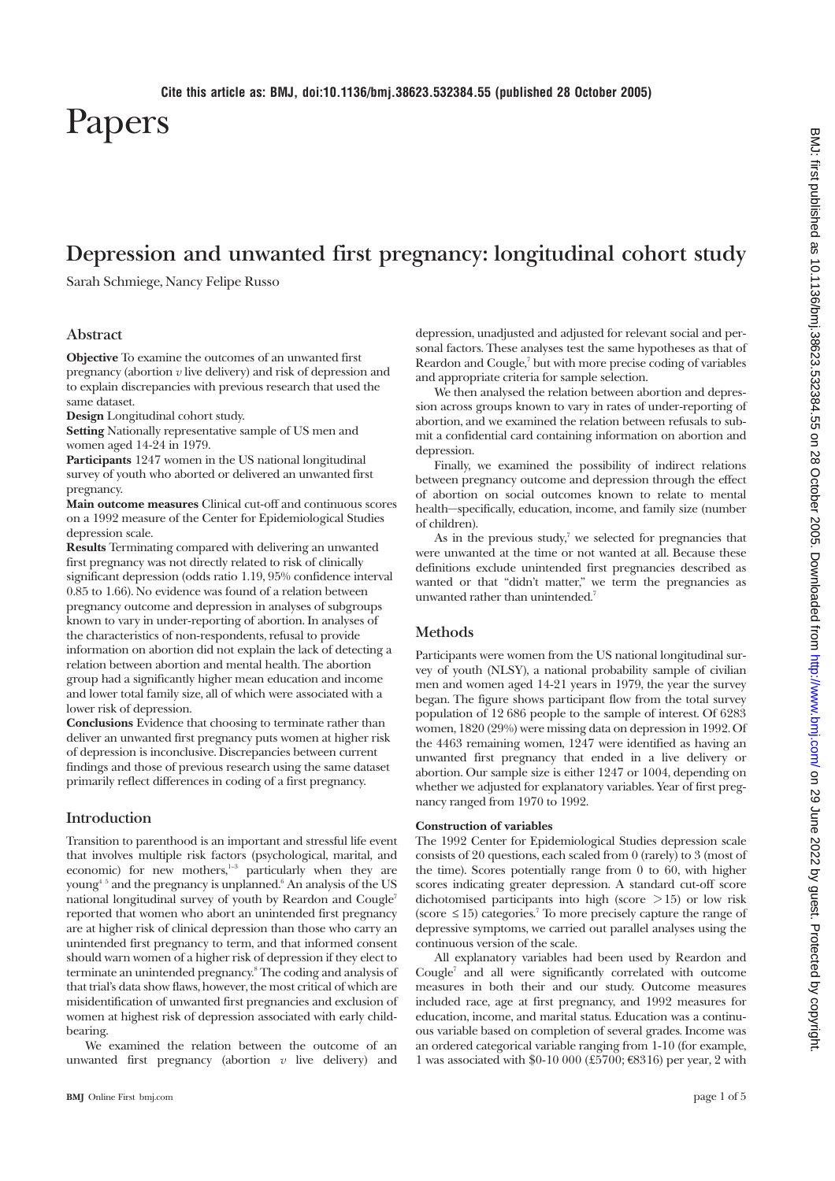Cite this article as: BMJ, doi:10.1136/bmj.38623.532384.55 (published 28 October 2005)

# Papers

## Depression and unwanted first pregnancy: longitudinal cohort study

Sarah Schmiege, Nancy Felipe Russo

### Abstract

**Objective** To examine the outcomes of an unwanted first pregnancy (abortion *v* live delivery) and risk of depression and to explain discrepancies with previous research that used the same dataset.

**Design** Longitudinal cohort study.

**Setting** Nationally representative sample of US men and women aged 14-24 in 1979.

**Participants** 1247 women in the US national longitudinal survey of youth who aborted or delivered an unwanted first pregnancy.

**Main outcome measures** Clinical cut-off and continuous scores on a 1992 measure of the Center for Epidemiological Studies depression scale.

**Results** Terminating compared with delivering an unwanted first pregnancy was not directly related to risk of clinically significant depression (odds ratio 1.19, 95% confidence interval 0.85 to 1.66). No evidence was found of a relation between pregnancy outcome and depression in analyses of subgroups known to vary in under-reporting of abortion. In analyses of the characteristics of non-respondents, refusal to provide information on abortion did not explain the lack of detecting a relation between abortion and mental health. The abortion group had a significantly higher mean education and income and lower total family size, all of which were associated with a lower risk of depression.

**Conclusions** Evidence that choosing to terminate rather than deliver an unwanted first pregnancy puts women at higher risk of depression is inconclusive. Discrepancies between current findings and those of previous research using the same dataset primarily reflect differences in coding of a first pregnancy.

### Introduction

Transition to parenthood is an important and stressful life event that involves multiple risk factors (psychological, marital, and economic) for new mothers,[1-3] particularly when they are young[4 5] and the pregnancy is unplanned.[6] An analysis of the US national longitudinal survey of youth by Reardon and Cougle[7] reported that women who abort an unintended first pregnancy are at higher risk of clinical depression than those who carry an unintended first pregnancy to term, and that informed consent should warn women of a higher risk of depression if they elect to terminate an unintended pregnancy.[8] The coding and analysis of that trial's data show flaws, however, the most critical of which are misidentification of unwanted first pregnancies and exclusion of women at highest risk of depression associated with early childbearing.

We examined the relation between the outcome of an unwanted first pregnancy (abortion *v* live delivery) and depression, unadjusted and adjusted for relevant social and personal factors. These analyses test the same hypotheses as that of Reardon and Cougle,[7] but with more precise coding of variables and appropriate criteria for sample selection.

We then analysed the relation between abortion and depression across groups known to vary in rates of under-reporting of abortion, and we examined the relation between refusals to submit a confidential card containing information on abortion and depression.

Finally, we examined the possibility of indirect relations between pregnancy outcome and depression through the effect of abortion on social outcomes known to relate to mental health—specifically, education, income, and family size (number of children).

As in the previous study,[7] we selected for pregnancies that were unwanted at the time or not wanted at all. Because these definitions exclude unintended first pregnancies described as wanted or that "didn't matter," we term the pregnancies as unwanted rather than unintended.[7]

### Methods

Participants were women from the US national longitudinal survey of youth (NLSY), a national probability sample of civilian men and women aged 14-21 years in 1979, the year the survey began. The figure shows participant flow from the total survey population of 12 686 people to the sample of interest. Of 6283 women, 1820 (29%) were missing data on depression in 1992. Of the 4463 remaining women, 1247 were identified as having an unwanted first pregnancy that ended in a live delivery or abortion. Our sample size is either 1247 or 1004, depending on whether we adjusted for explanatory variables. Year of first pregnancy ranged from 1970 to 1992.

#### Construction of variables

The 1992 Center for Epidemiological Studies depression scale consists of 20 questions, each scaled from 0 (rarely) to 3 (most of the time). Scores potentially range from 0 to 60, with higher scores indicating greater depression. A standard cut-off score dichotomised participants into high (score >15) or low risk (score ≤15) categories.[7] To more precisely capture the range of depressive symptoms, we carried out parallel analyses using the continuous version of the scale.

All explanatory variables had been used by Reardon and Cougle[7] and all were significantly correlated with outcome measures in both their and our study. Outcome measures included race, age at first pregnancy, and 1992 measures for education, income, and marital status. Education was a continuous variable based on completion of several grades. Income was an ordered categorical variable ranging from 1-10 (for example, 1 was associated with $0-10 000 (£5700; €8316) per year, 2 with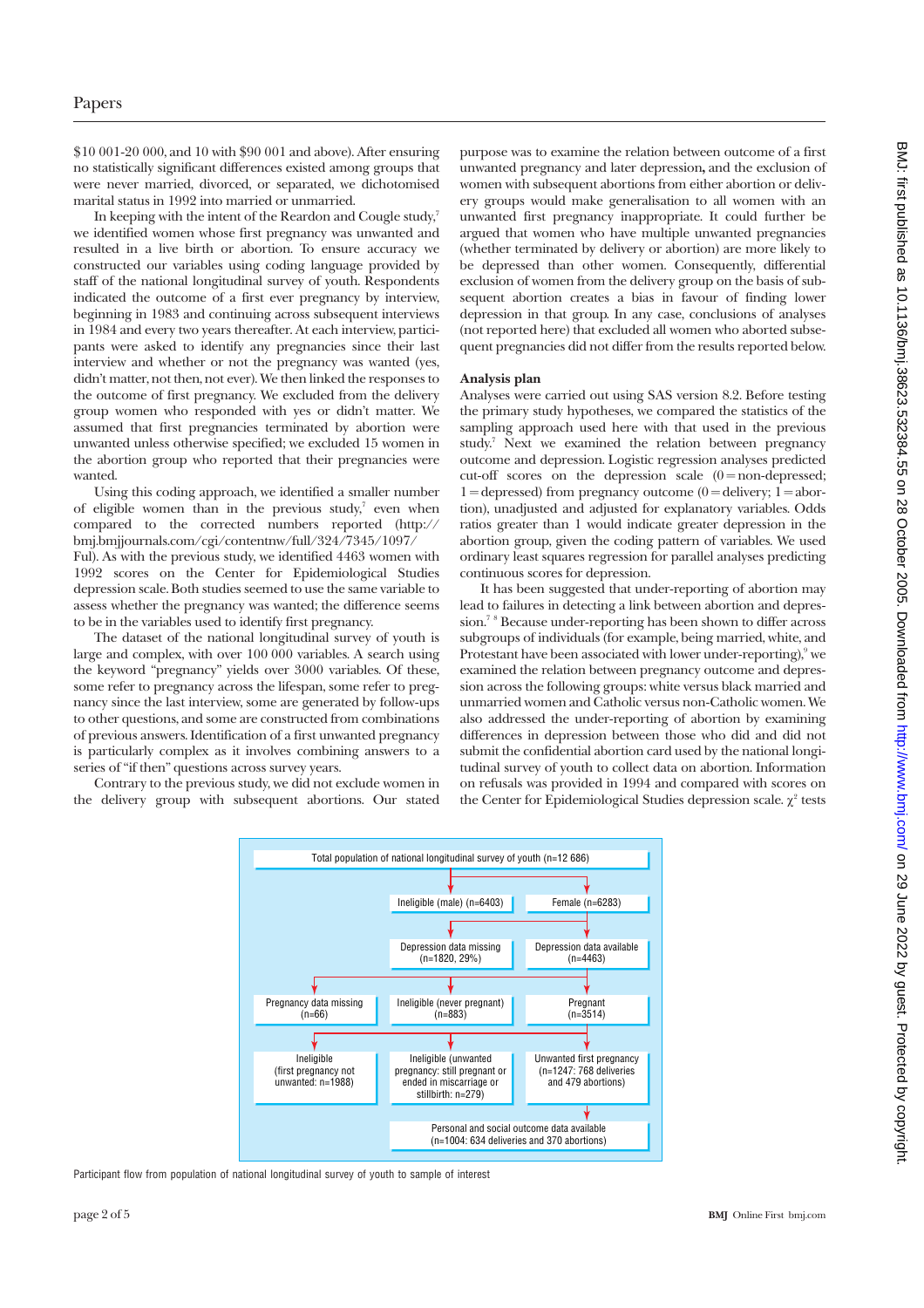$10 001-20 000, and 10 with $90 001 and above). After ensuring no statistically significant differences existed among groups that were never married, divorced, or separated, we dichotomised marital status in 1992 into married or unmarried.

In keeping with the intent of the Reardon and Cougle study,[7] we identified women whose first pregnancy was unwanted and resulted in a live birth or abortion. To ensure accuracy we constructed our variables using coding language provided by staff of the national longitudinal survey of youth. Respondents indicated the outcome of a first ever pregnancy by interview, beginning in 1983 and continuing across subsequent interviews in 1984 and every two years thereafter. At each interview, participants were asked to identify any pregnancies since their last interview and whether or not the pregnancy was wanted (yes, didn't matter, not then, not ever). We then linked the responses to the outcome of first pregnancy. We excluded from the delivery group women who responded with yes or didn't matter. We assumed that first pregnancies terminated by abortion were unwanted unless otherwise specified; we excluded 15 women in the abortion group who reported that their pregnancies were wanted.

Using this coding approach, we identified a smaller number of eligible women than in the previous study,[7] even when compared to the corrected numbers reported (http://bmj.bmjjournals.com/cgi/contentnw/full/324/7345/1097/Ful). As with the previous study, we identified 4463 women with 1992 scores on the Center for Epidemiological Studies depression scale. Both studies seemed to use the same variable to assess whether the pregnancy was wanted; the difference seems to be in the variables used to identify first pregnancy.

The dataset of the national longitudinal survey of youth is large and complex, with over 100 000 variables. A search using the keyword "pregnancy" yields over 3000 variables. Of these, some refer to pregnancy across the lifespan, some refer to pregnancy since the last interview, some are generated by follow-ups to other questions, and some are constructed from combinations of previous answers. Identification of a first unwanted pregnancy is particularly complex as it involves combining answers to a series of "if then" questions across survey years.

Contrary to the previous study, we did not exclude women in the delivery group with subsequent abortions. Our stated purpose was to examine the relation between outcome of a first unwanted pregnancy and later depression, and the exclusion of women with subsequent abortions from either abortion or delivery groups would make generalisation to all women with an unwanted first pregnancy inappropriate. It could further be argued that women who have multiple unwanted pregnancies (whether terminated by delivery or abortion) are more likely to be depressed than other women. Consequently, differential exclusion of women from the delivery group on the basis of subsequent abortion creates a bias in favour of finding lower depression in that group. In any case, conclusions of analyses (not reported here) that excluded all women who aborted subsequent pregnancies did not differ from the results reported below.

## Analysis plan

Analyses were carried out using SAS version 8.2. Before testing the primary study hypotheses, we compared the statistics of the sampling approach used here with that used in the previous study.[7] Next we examined the relation between pregnancy outcome and depression. Logistic regression analyses predicted cut-off scores on the depression scale (0 = non-depressed; 1 = depressed) from pregnancy outcome (0 = delivery; 1 = abortion), unadjusted and adjusted for explanatory variables. Odds ratios greater than 1 would indicate greater depression in the abortion group, given the coding pattern of variables. We used ordinary least squares regression for parallel analyses predicting continuous scores for depression.

It has been suggested that under-reporting of abortion may lead to failures in detecting a link between abortion and depression.[7,8] Because under-reporting has been shown to differ across subgroups of individuals (for example, being married, white, and Protestant have been associated with lower under-reporting),[9] we examined the relation between pregnancy outcome and depression across the following groups: white versus black married and unmarried women and Catholic versus non-Catholic women. We also addressed the under-reporting of abortion by examining differences in depression between those who did and did not submit the confidential abortion card used by the national longitudinal survey of youth to collect data on abortion. Information on refusals was provided in 1994 and compared with scores on the Center for Epidemiological Studies depression scale. $\chi^2$ tests

```
Total population of national longitudinal survey of youth (n=12 686)
├── Ineligible (male) (n=6403)
└── Female (n=6283)
    ├── Depression data missing (n=1820, 29%)
    └── Depression data available (n=4463)
        ├── Pregnancy data missing (n=66)
        ├── Ineligible (never pregnant) (n=883)
        └── Pregnant (n=3514)
            ├── Ineligible (first pregnancy not unwanted: n=1988)
            ├── Ineligible (unwanted pregnancy: still pregnant or ended in miscarriage or stillbirth: n=279)
            └── Unwanted first pregnancy (n=1247: 768 deliveries and 479 abortions)
                └── Personal and social outcome data available (n=1004: 634 deliveries and 370 abortions)
```

Participant flow from population of national longitudinal survey of youth to sample of interest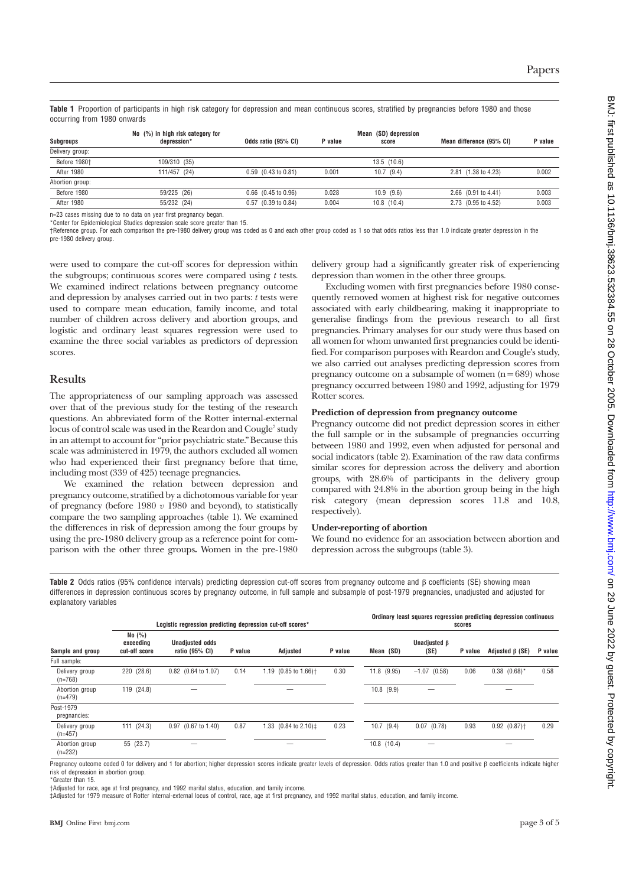**Table 1** Proportion of participants in high risk category for depression and mean continuous scores, stratified by pregnancies before 1980 and those occurring from 1980 onwards

| Subgroups | No (%) in high risk category for depression* | Odds ratio (95% CI) | P value | Mean (SD) depression score | Mean difference (95% CI) | P value |
|---|---|---|---|---|---|---|
| Delivery group: | | | | | | |
| Before 1980† | 109/310 (35) | | | 13.5 (10.6) | | |
| After 1980 | 111/457 (24) | 0.59 (0.43 to 0.81) | 0.001 | 10.7 (9.4) | 2.81 (1.38 to 4.23) | 0.002 |
| Abortion group: | | | | | | |
| Before 1980 | 59/225 (26) | 0.66 (0.45 to 0.96) | 0.028 | 10.9 (9.6) | 2.66 (0.91 to 4.41) | 0.003 |
| After 1980 | 55/232 (24) | 0.57 (0.39 to 0.84) | 0.004 | 10.8 (10.4) | 2.73 (0.95 to 4.52) | 0.003 |

n=23 cases missing due to no data on year first pregnancy began.
*Center for Epidemiological Studies depression scale score greater than 15.
†Reference group. For each comparison the pre-1980 delivery group was coded as 0 and each other group coded as 1 so that odds ratios less than 1.0 indicate greater depression in the pre-1980 delivery group.

were used to compare the cut-off scores for depression within the subgroups; continuous scores were compared using *t* tests. We examined indirect relations between pregnancy outcome and depression by analyses carried out in two parts: *t* tests were used to compare mean education, family income, and total number of children across delivery and abortion groups, and logistic and ordinary least squares regression were used to examine the three social variables as predictors of depression scores.

## Results

The appropriateness of our sampling approach was assessed over that of the previous study for the testing of the research questions. An abbreviated form of the Rotter internal-external locus of control scale was used in the Reardon and Cougle[7] study in an attempt to account for "prior psychiatric state." Because this scale was administered in 1979, the authors excluded all women who had experienced their first pregnancy before that time, including most (339 of 425) teenage pregnancies.

We examined the relation between depression and pregnancy outcome, stratified by a dichotomous variable for year of pregnancy (before 1980 *v* 1980 and beyond), to statistically compare the two sampling approaches (table 1). We examined the differences in risk of depression among the four groups by using the pre-1980 delivery group as a reference point for comparison with the other three groups**.** Women in the pre-1980 delivery group had a significantly greater risk of experiencing depression than women in the other three groups.

Excluding women with first pregnancies before 1980 consequently removed women at highest risk for negative outcomes associated with early childbearing, making it inappropriate to generalise findings from the previous research to all first pregnancies. Primary analyses for our study were thus based on all women for whom unwanted first pregnancies could be identified. For comparison purposes with Reardon and Cougle's study, we also carried out analyses predicting depression scores from pregnancy outcome on a subsample of women (n=689) whose pregnancy occurred between 1980 and 1992, adjusting for 1979 Rotter scores.

### Prediction of depression from pregnancy outcome

Pregnancy outcome did not predict depression scores in either the full sample or in the subsample of pregnancies occurring between 1980 and 1992, even when adjusted for personal and social indicators (table 2). Examination of the raw data confirms similar scores for depression across the delivery and abortion groups, with 28.6% of participants in the delivery group compared with 24.8% in the abortion group being in the high risk category (mean depression scores 11.8 and 10.8, respectively).

### Under-reporting of abortion

We found no evidence for an association between abortion and depression across the subgroups (table 3).

**Table 2** Odds ratios (95% confidence intervals) predicting depression cut-off scores from pregnancy outcome and β coefficients (SE) showing mean differences in depression continuous scores by pregnancy outcome, in full sample and subsample of post-1979 pregnancies, unadjusted and adjusted for explanatory variables

| | Logistic regression predicting depression cut-off scores* | | | | | Ordinary least squares regression predicting depression continuous scores | | | | |
|---|---|---|---|---|---|---|---|---|---|---|
| Sample and group | No (%) exceeding cut-off score | Unadjusted odds ratio (95% CI) | P value | Adjusted | P value | Mean (SD) | Unadjusted β (SE) | P value | Adjusted β (SE) | P value |
| Full sample: | | | | | | | | | | |
| Delivery group (n=768) | 220 (28.6) | 0.82 (0.64 to 1.07) | 0.14 | 1.19 (0.85 to 1.66)† | 0.30 | 11.8 (9.95) | −1.07 (0.58) | 0.06 | 0.38 (0.68)* | 0.58 |
| Abortion group (n=479) | 119 (24.8) | — | | — | | 10.8 (9.9) | — | | — | |
| Post-1979 pregnancies: | | | | | | | | | | |
| Delivery group (n=457) | 111 (24.3) | 0.97 (0.67 to 1.40) | 0.87 | 1.33 (0.84 to 2.10)‡ | 0.23 | 10.7 (9.4) | 0.07 (0.78) | 0.93 | 0.92 (0.87)† | 0.29 |
| Abortion group (n=232) | 55 (23.7) | — | | — | | 10.8 (10.4) | — | | — | |

Pregnancy outcome coded 0 for delivery and 1 for abortion; higher depression scores indicate greater levels of depression. Odds ratios greater than 1.0 and positive β coefficients indicate higher risk of depression in abortion group.
*Greater than 15.
†Adjusted for race, age at first pregnancy, and 1992 marital status, education, and family income.
‡Adjusted for 1979 measure of Rotter internal-external locus of control, race, age at first pregnancy, and 1992 marital status, education, and family income.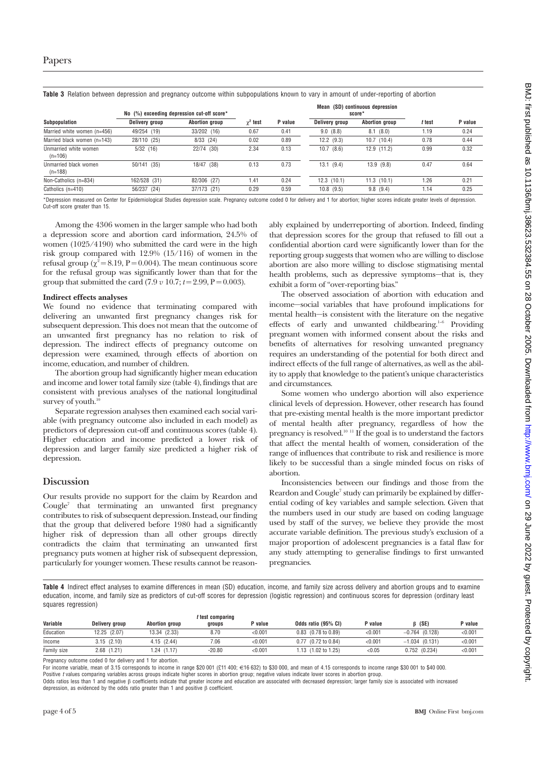**Table 3** Relation between depression and pregnancy outcome within subpopulations known to vary in amount of under-reporting of abortion

| Subpopulation | No (%) exceeding depression cut-off score* | | $\chi^2$ test | P value | Mean (SD) continuous depression score* | | t test | P value |
|---|---|---|---|---|---|---|---|---|
| | Delivery group | Abortion group | | | Delivery group | Abortion group | | |
| Married white women (n=456) | 49/254 (19) | 33/202 (16) | 0.67 | 0.41 | 9.0 (8.8) | 8.1 (8.0) | 1.19 | 0.24 |
| Married black women (n=143) | 28/110 (25) | 8/33 (24) | 0.02 | 0.89 | 12.2 (9.3) | 10.7 (10.4) | 0.78 | 0.44 |
| Unmarried white women (n=106) | 5/32 (16) | 22/74 (30) | 2.34 | 0.13 | 10.7 (8.6) | 12.9 (11.2) | 0.99 | 0.32 |
| Unmarried black women (n=188) | 50/141 (35) | 18/47 (38) | 0.13 | 0.73 | 13.1 (9.4) | 13.9 (9.8) | 0.47 | 0.64 |
| Non-Catholics (n=834) | 162/528 (31) | 82/306 (27) | 1.41 | 0.24 | 12.3 (10.1) | 11.3 (10.1) | 1.26 | 0.21 |
| Catholics (n=410) | 56/237 (24) | 37/173 (21) | 0.29 | 0.59 | 10.8 (9.5) | 9.8 (9.4) | 1.14 | 0.25 |

*Depression measured on Center for Epidemiological Studies depression scale. Pregnancy outcome coded 0 for delivery and 1 for abortion; higher scores indicate greater levels of depression. Cut-off score greater than 15.

Among the 4306 women in the larger sample who had both a depression score and abortion card information, 24.5% of women (1025/4190) who submitted the card were in the high risk group compared with 12.9% (15/116) of women in the refusal group ($\chi^2 = 8.19$, $P = 0.004$). The mean continuous score for the refusal group was significantly lower than that for the group that submitted the card (7.9 *v* 10.7; $t = 2.99$, $P = 0.003$).

#### Indirect effects analyses

We found no evidence that terminating compared with delivering an unwanted first pregnancy changes risk for subsequent depression. This does not mean that the outcome of an unwanted first pregnancy has no relation to risk of depression. The indirect effects of pregnancy outcome on depression were examined, through effects of abortion on income, education, and number of children.

The abortion group had significantly higher mean education and income and lower total family size (table 4), findings that are consistent with previous analyses of the national longitudinal survey of youth.[10]

Separate regression analyses then examined each social variable (with pregnancy outcome also included in each model) as predictors of depression cut-off and continuous scores (table 4). Higher education and income predicted a lower risk of depression and larger family size predicted a higher risk of depression.

## Discussion

Our results provide no support for the claim by Reardon and Cougle[7] that terminating an unwanted first pregnancy contributes to risk of subsequent depression. Instead, our finding that the group that delivered before 1980 had a significantly higher risk of depression than all other groups directly contradicts the claim that terminating an unwanted first pregnancy puts women at higher risk of subsequent depression, particularly for younger women. These results cannot be reasonably explained by underreporting of abortion. Indeed, finding that depression scores for the group that refused to fill out a confidential abortion card were significantly lower than for the reporting group suggests that women who are willing to disclose abortion are also more willing to disclose stigmatising mental health problems, such as depressive symptoms—that is, they exhibit a form of "over-reporting bias."

The observed association of abortion with education and income—social variables that have profound implications for mental health—is consistent with the literature on the negative effects of early and unwanted childbearing.[1–6] Providing pregnant women with informed consent about the risks and benefits of alternatives for resolving unwanted pregnancy requires an understanding of the potential for both direct and indirect effects of the full range of alternatives, as well as the ability to apply that knowledge to the patient's unique characteristics and circumstances.

Some women who undergo abortion will also experience clinical levels of depression. However, other research has found that pre-existing mental health is the more important predictor of mental health after pregnancy, regardless of how the pregnancy is resolved.[10 11] If the goal is to understand the factors that affect the mental health of women, consideration of the range of influences that contribute to risk and resilience is more likely to be successful than a single minded focus on risks of abortion.

Inconsistencies between our findings and those from the Reardon and Cougle[7] study can primarily be explained by differential coding of key variables and sample selection. Given that the numbers used in our study are based on coding language used by staff of the survey, we believe they provide the most accurate variable definition. The previous study's exclusion of a major proportion of adolescent pregnancies is a fatal flaw for any study attempting to generalise findings to first unwanted pregnancies.

**Table 4** Indirect effect analyses to examine differences in mean (SD) education, income, and family size across delivery and abortion groups and to examine education, income, and family size as predictors of cut-off scores for depression (logistic regression) and continuous scores for depression (ordinary least squares regression)

| Variable | Delivery group | Abortion group | t test comparing groups | P value | Odds ratio (95% CI) | P value | β (SE) | P value |
|---|---|---|---|---|---|---|---|---|
| Education | 12.25 (2.07) | 13.34 (2.33) | 8.70 | <0.001 | 0.83 (0.78 to 0.89) | <0.001 | −0.764 (0.128) | <0.001 |
| Income | 3.15 (2.10) | 4.15 (2.44) | 7.06 | <0.001 | 0.77 (0.72 to 0.84) | <0.001 | −1.034 (0.131) | <0.001 |
| Family size | 2.68 (1.21) | 1.24 (1.17) | -20.80 | <0.001 | 1.13 (1.02 to 1.25) | <0.05 | 0.752 (0.234) | <0.001 |

Pregnancy outcome coded 0 for delivery and 1 for abortion.
For income variable, mean of 3.15 corresponds to income in range $20 001 (£11 400; €16 632) to $30 000, and mean of 4.15 corresponds to income range $30 001 to $40 000.
Positive *t* values comparing variables across groups indicate higher scores in abortion group; negative values indicate lower scores in abortion group.
Odds ratios less than 1 and negative β coefficients indicate that greater income and education are associated with decreased depression; larger family size is associated with increased depression, as evidenced by the odds ratio greater than 1 and positive β coefficient.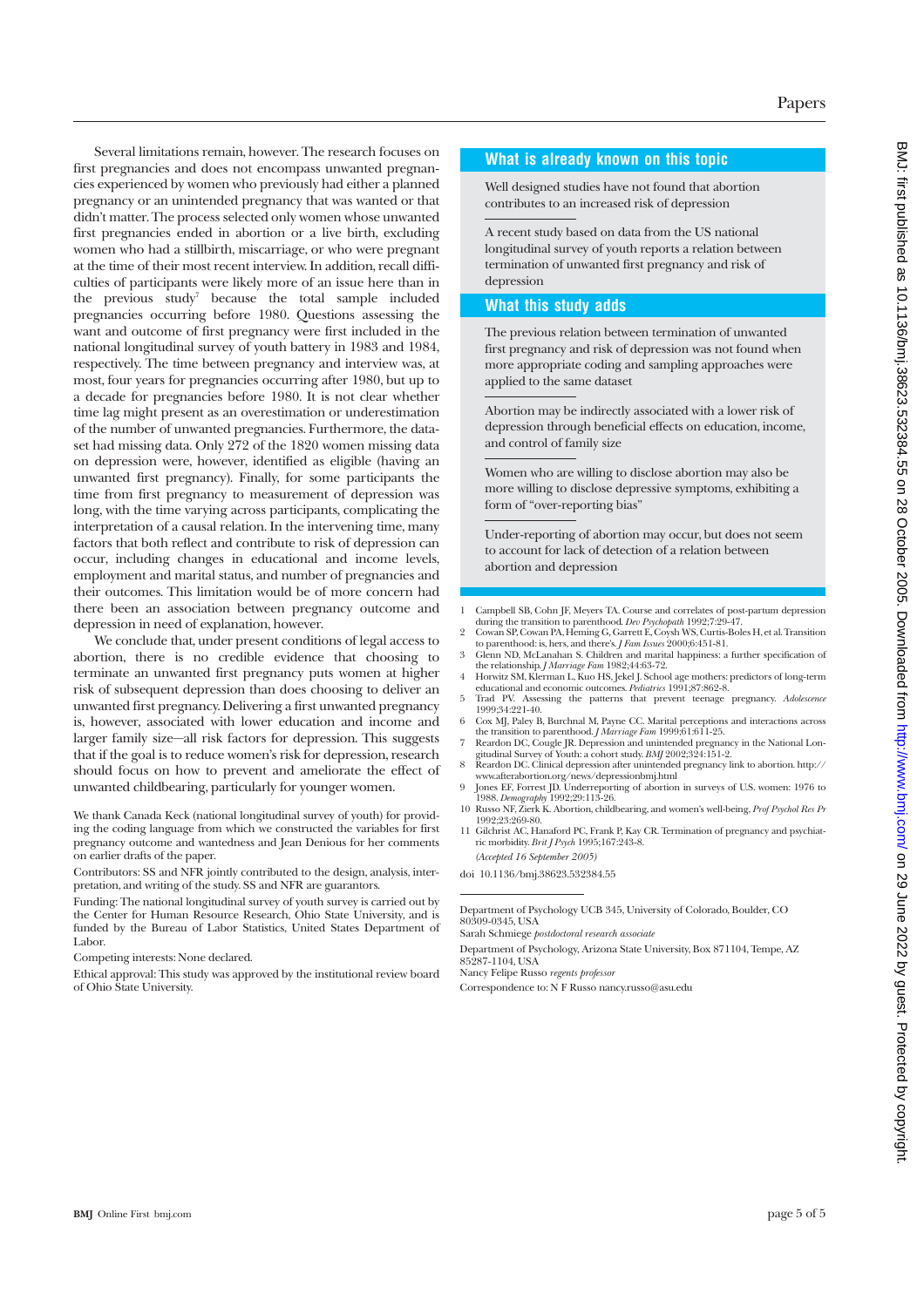Several limitations remain, however. The research focuses on first pregnancies and does not encompass unwanted pregnancies experienced by women who previously had either a planned pregnancy or an unintended pregnancy that was wanted or that didn't matter. The process selected only women whose unwanted first pregnancies ended in abortion or a live birth, excluding women who had a stillbirth, miscarriage, or who were pregnant at the time of their most recent interview. In addition, recall difficulties of participants were likely more of an issue here than in the previous study[7] because the total sample included pregnancies occurring before 1980. Questions assessing the want and outcome of first pregnancy were first included in the national longitudinal survey of youth battery in 1983 and 1984, respectively. The time between pregnancy and interview was, at most, four years for pregnancies occurring after 1980, but up to a decade for pregnancies before 1980. It is not clear whether time lag might present as an overestimation or underestimation of the number of unwanted pregnancies. Furthermore, the dataset had missing data. Only 272 of the 1820 women missing data on depression were, however, identified as eligible (having an unwanted first pregnancy). Finally, for some participants the time from first pregnancy to measurement of depression was long, with the time varying across participants, complicating the interpretation of a causal relation. In the intervening time, many factors that both reflect and contribute to risk of depression can occur, including changes in educational and income levels, employment and marital status, and number of pregnancies and their outcomes. This limitation would be of more concern had there been an association between pregnancy outcome and depression in need of explanation, however.

We conclude that, under present conditions of legal access to abortion, there is no credible evidence that choosing to terminate an unwanted first pregnancy puts women at higher risk of subsequent depression than does choosing to deliver an unwanted first pregnancy. Delivering a first unwanted pregnancy is, however, associated with lower education and income and larger family size—all risk factors for depression. This suggests that if the goal is to reduce women's risk for depression, research should focus on how to prevent and ameliorate the effect of unwanted childbearing, particularly for younger women.

We thank Canada Keck (national longitudinal survey of youth) for providing the coding language from which we constructed the variables for first pregnancy outcome and wantedness and Jean Denious for her comments on earlier drafts of the paper.

Contributors: SS and NFR jointly contributed to the design, analysis, interpretation, and writing of the study. SS and NFR are guarantors.

Funding: The national longitudinal survey of youth survey is carried out by the Center for Human Resource Research, Ohio State University, and is funded by the Bureau of Labor Statistics, United States Department of Labor.

Competing interests: None declared.

Ethical approval: This study was approved by the institutional review board of Ohio State University.

## What is already known on this topic

Well designed studies have not found that abortion contributes to an increased risk of depression

A recent study based on data from the US national longitudinal survey of youth reports a relation between termination of unwanted first pregnancy and risk of depression

## What this study adds

The previous relation between termination of unwanted first pregnancy and risk of depression was not found when more appropriate coding and sampling approaches were applied to the same dataset

Abortion may be indirectly associated with a lower risk of depression through beneficial effects on education, income, and control of family size

Women who are willing to disclose abortion may also be more willing to disclose depressive symptoms, exhibiting a form of "over-reporting bias"

Under-reporting of abortion may occur, but does not seem to account for lack of detection of a relation between abortion and depression

1. Campbell SB, Cohn JF, Meyers TA. Course and correlates of post-partum depression during the transition to parenthood. *Dev Psychopath* 1992;7:29-47.
2. Cowan SP, Cowan PA, Heming G, Garrett E, Coysh WS, Curtis-Boles H, et al. Transition to parenthood: is, hers, and there's. *J Fam Issues* 2000;6:451-81.
3. Glenn ND, McLanahan S. Children and marital happiness: a further specification of the relationship. *J Marriage Fam* 1982;44:63-72.
4. Horwitz SM, Klerman L, Kuo HS, Jekel J. School age mothers: predictors of long-term educational and economic outcomes. *Pediatrics* 1991;87:862-8.
5. Trad PV. Assessing the patterns that prevent teenage pregnancy. *Adolescence* 1999;34:221-40.
6. Cox MJ, Paley B, Burchnal M, Payne CC. Marital perceptions and interactions across the transition to parenthood. *J Marriage Fam* 1999;61:611-25.
7. Reardon DC, Cougle JR. Depression and unintended pregnancy in the National Longitudinal Survey of Youth: a cohort study. *BMJ* 2002;324:151-2.
8. Reardon DC. Clinical depression after unintended pregnancy link to abortion. http://www.afterabortion.org/news/depressionbmj.html
9. Jones EF, Forrest JD. Underreporting of abortion in surveys of U.S. women: 1976 to 1988. *Demography* 1992;29:113-26.
10. Russo NF, Zierk K. Abortion, childbearing, and women's well-being. *Prof Psychol Res Pr* 1992;23:269-80.
11. Gilchrist AC, Hanaford PC, Frank P, Kay CR. Termination of pregnancy and psychiatric morbidity. *Brit J Psych* 1995;167:243-8.

*(Accepted 16 September 2005)*

doi 10.1136/bmj.38623.532384.55

Department of Psychology UCB 345, University of Colorado, Boulder, CO 80309-0345, USA

Sarah Schmiege *postdoctoral research associate*

Department of Psychology, Arizona State University, Box 871104, Tempe, AZ 85287-1104, USA

Nancy Felipe Russo *regents professor*

Correspondence to: N F Russo nancy.russo@asu.edu